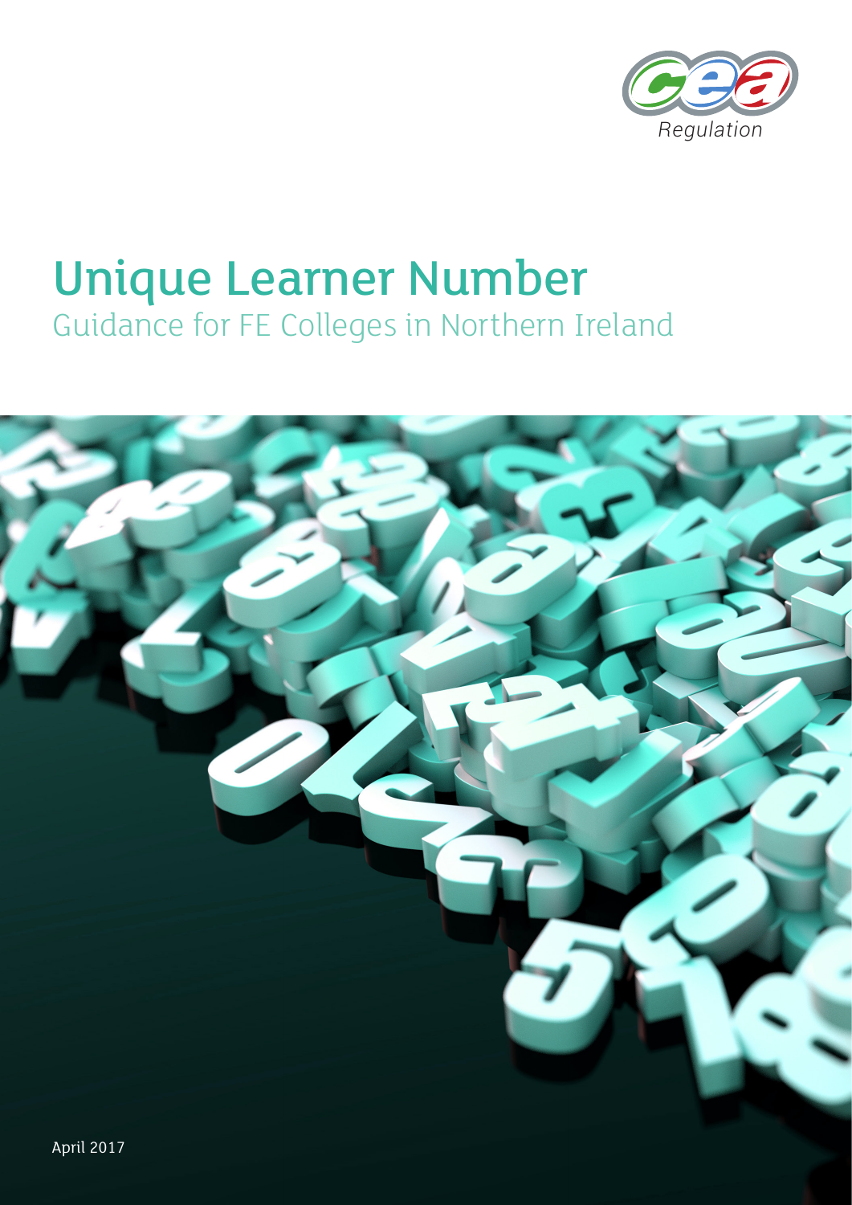Regulation

# Unique Learner Number

## Guidance for FE Colleges in Northern Ireland

April 2017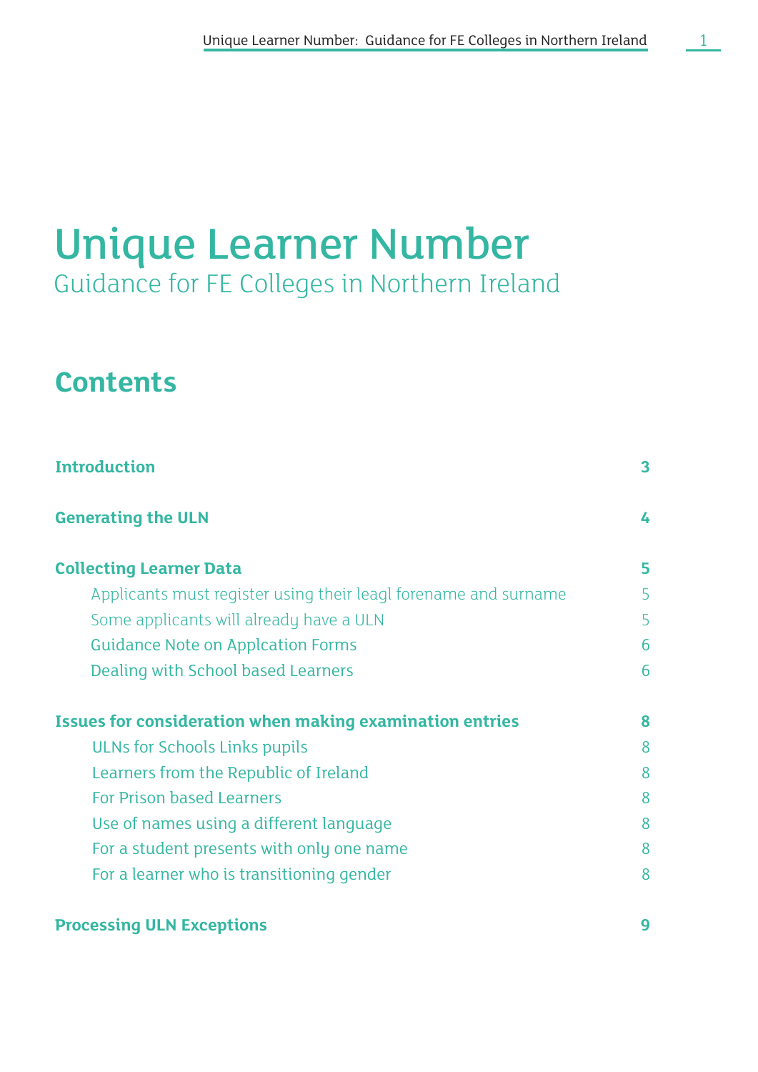# Unique Learner Number

Guidance for FE Colleges in Northern Ireland

## Contents

| | |
|---|---|
| **Introduction** | **3** |
| **Generating the ULN** | **4** |
| **Collecting Learner Data** | **5** |
| Applicants must register using their leagl forename and surname | 5 |
| Some applicants will already have a ULN | 5 |
| Guidance Note on Applcation Forms | 6 |
| Dealing with School based Learners | 6 |
| **Issues for consideration when making examination entries** | **8** |
| ULNs for Schools Links pupils | 8 |
| Learners from the Republic of Ireland | 8 |
| For Prison based Learners | 8 |
| Use of names using a different language | 8 |
| For a student presents with only one name | 8 |
| For a learner who is transitioning gender | 8 |
| **Processing ULN Exceptions** | **9** |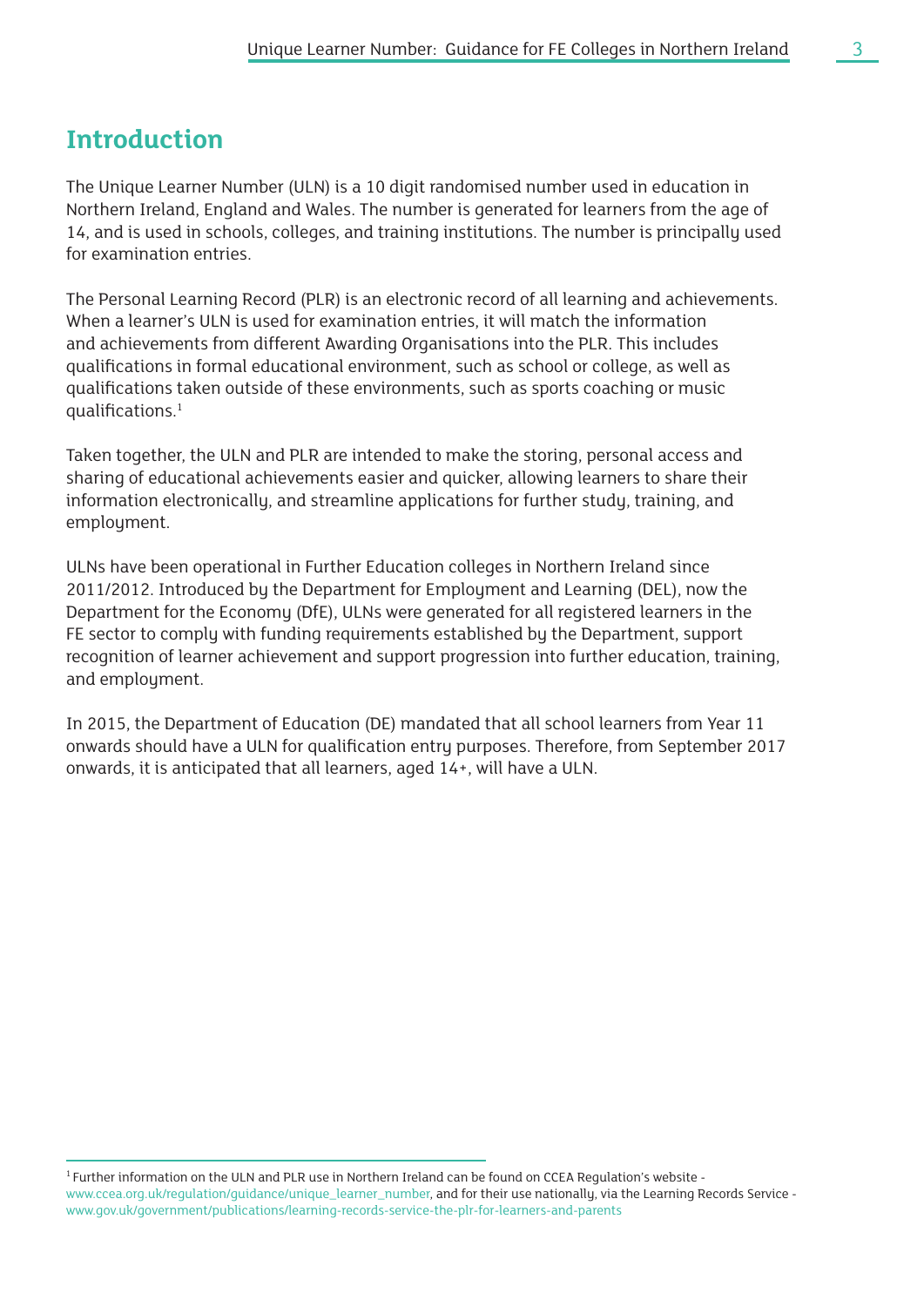# Introduction

The Unique Learner Number (ULN) is a 10 digit randomised number used in education in Northern Ireland, England and Wales. The number is generated for learners from the age of 14, and is used in schools, colleges, and training institutions. The number is principally used for examination entries.

The Personal Learning Record (PLR) is an electronic record of all learning and achievements. When a learner's ULN is used for examination entries, it will match the information and achievements from different Awarding Organisations into the PLR. This includes qualifications in formal educational environment, such as school or college, as well as qualifications taken outside of these environments, such as sports coaching or music qualifications.[1]

Taken together, the ULN and PLR are intended to make the storing, personal access and sharing of educational achievements easier and quicker, allowing learners to share their information electronically, and streamline applications for further study, training, and employment.

ULNs have been operational in Further Education colleges in Northern Ireland since 2011/2012. Introduced by the Department for Employment and Learning (DEL), now the Department for the Economy (DfE), ULNs were generated for all registered learners in the FE sector to comply with funding requirements established by the Department, support recognition of learner achievement and support progression into further education, training, and employment.

In 2015, the Department of Education (DE) mandated that all school learners from Year 11 onwards should have a ULN for qualification entry purposes. Therefore, from September 2017 onwards, it is anticipated that all learners, aged 14+, will have a ULN.

---

[1] Further information on the ULN and PLR use in Northern Ireland can be found on CCEA Regulation's website - www.ccea.org.uk/regulation/guidance/unique_learner_number, and for their use nationally, via the Learning Records Service - www.gov.uk/government/publications/learning-records-service-the-plr-for-learners-and-parents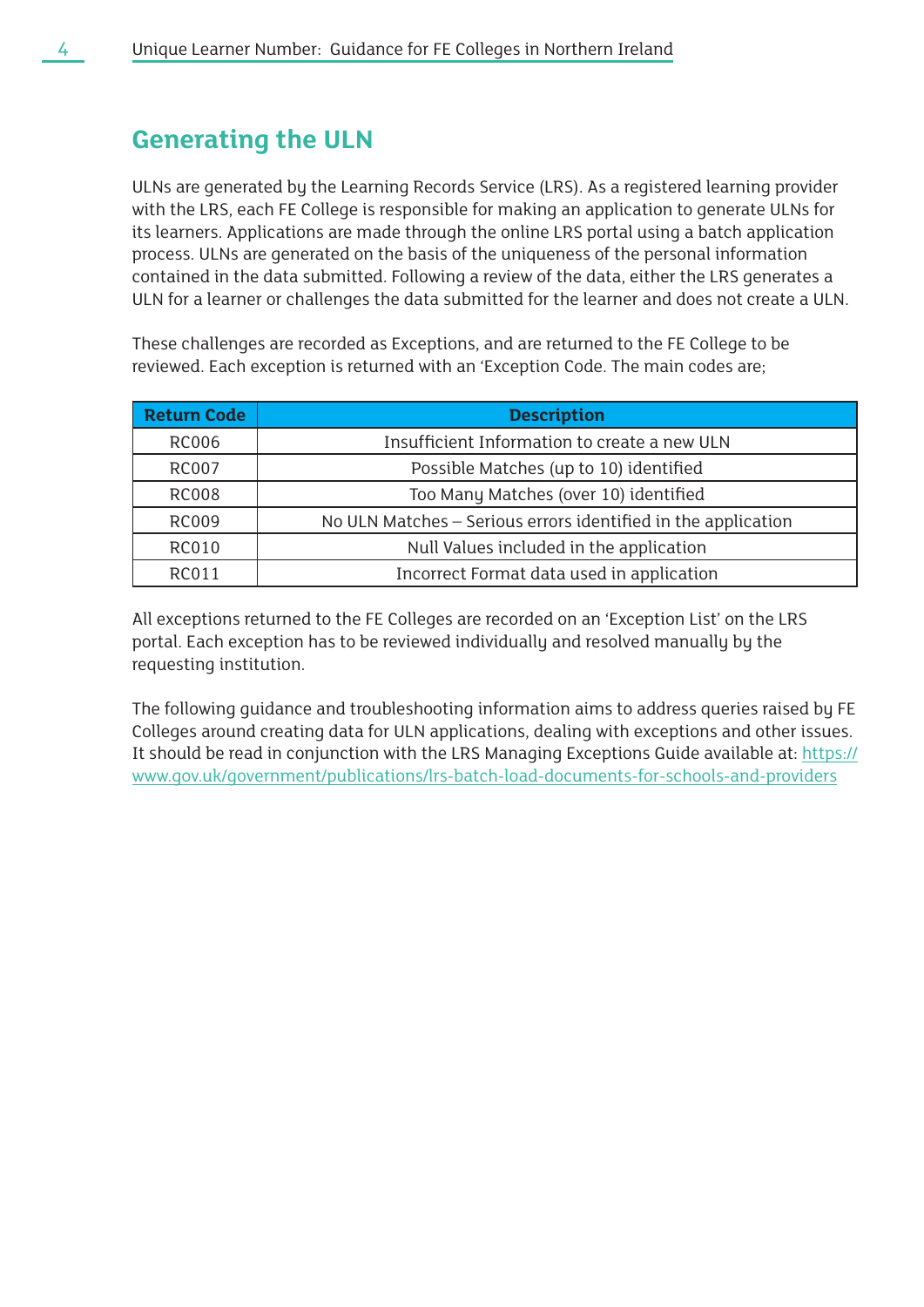## Generating the ULN

ULNs are generated by the Learning Records Service (LRS). As a registered learning provider with the LRS, each FE College is responsible for making an application to generate ULNs for its learners. Applications are made through the online LRS portal using a batch application process. ULNs are generated on the basis of the uniqueness of the personal information contained in the data submitted. Following a review of the data, either the LRS generates a ULN for a learner or challenges the data submitted for the learner and does not create a ULN.

These challenges are recorded as Exceptions, and are returned to the FE College to be reviewed. Each exception is returned with an 'Exception Code. The main codes are;

| Return Code | Description |
| --- | --- |
| RC006 | Insufficient Information to create a new ULN |
| RC007 | Possible Matches (up to 10) identified |
| RC008 | Too Many Matches (over 10) identified |
| RC009 | No ULN Matches – Serious errors identified in the application |
| RC010 | Null Values included in the application |
| RC011 | Incorrect Format data used in application |

All exceptions returned to the FE Colleges are recorded on an 'Exception List' on the LRS portal. Each exception has to be reviewed individually and resolved manually by the requesting institution.

The following guidance and troubleshooting information aims to address queries raised by FE Colleges around creating data for ULN applications, dealing with exceptions and other issues. It should be read in conjunction with the LRS Managing Exceptions Guide available at: [https://www.gov.uk/government/publications/lrs-batch-load-documents-for-schools-and-providers](https://www.gov.uk/government/publications/lrs-batch-load-documents-for-schools-and-providers)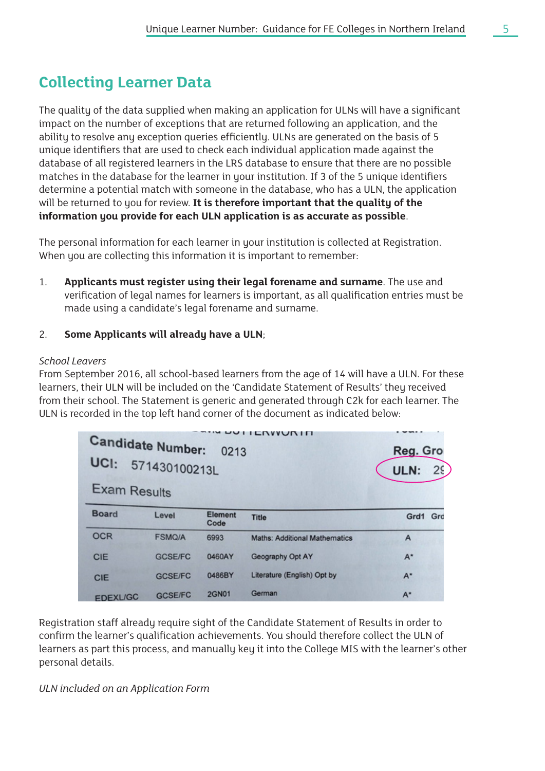## Collecting Learner Data

The quality of the data supplied when making an application for ULNs will have a significant impact on the number of exceptions that are returned following an application, and the ability to resolve any exception queries efficiently. ULNs are generated on the basis of 5 unique identifiers that are used to check each individual application made against the database of all registered learners in the LRS database to ensure that there are no possible matches in the database for the learner in your institution. If 3 of the 5 unique identifiers determine a potential match with someone in the database, who has a ULN, the application will be returned to you for review. **It is therefore important that the quality of the information you provide for each ULN application is as accurate as possible**.

The personal information for each learner in your institution is collected at Registration. When you are collecting this information it is important to remember:

1. **Applicants must register using their legal forename and surname**. The use and verification of legal names for learners is important, as all qualification entries must be made using a candidate's legal forename and surname.

2. **Some Applicants will already have a ULN**;

*School Leavers*
From September 2016, all school-based learners from the age of 14 will have a ULN. For these learners, their ULN will be included on the 'Candidate Statement of Results' they received from their school. The Statement is generic and generated through C2k for each learner. The ULN is recorded in the top left hand corner of the document as indicated below:

Candidate Number: 0213
UCI: 571430100213L
Reg. Gro
ULN: 2
Exam Results

| Board | Level | Element Code | Title | Grd1 |
|---|---|---|---|---|
| OCR | FSMQ/A | 6993 | Maths: Additional Mathematics | A |
| CIE | GCSE/FC | 0460AY | Geography Opt AY | A* |
| CIE | GCSE/FC | 0486BY | Literature (English) Opt by | A* |
| EDEXL/GC | GCSE/FC | 2GN01 | German | A* |

Registration staff already require sight of the Candidate Statement of Results in order to confirm the learner's qualification achievements. You should therefore collect the ULN of learners as part this process, and manually key it into the College MIS with the learner's other personal details.

*ULN included on an Application Form*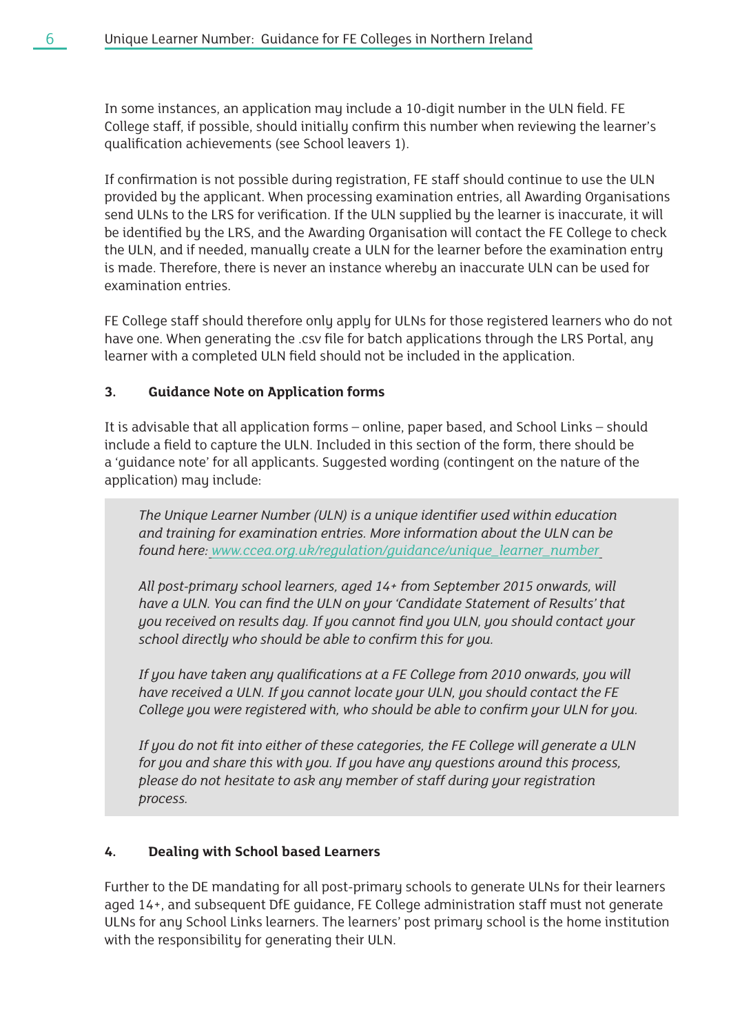In some instances, an application may include a 10-digit number in the ULN field. FE College staff, if possible, should initially confirm this number when reviewing the learner's qualification achievements (see School leavers 1).

If confirmation is not possible during registration, FE staff should continue to use the ULN provided by the applicant. When processing examination entries, all Awarding Organisations send ULNs to the LRS for verification. If the ULN supplied by the learner is inaccurate, it will be identified by the LRS, and the Awarding Organisation will contact the FE College to check the ULN, and if needed, manually create a ULN for the learner before the examination entry is made. Therefore, there is never an instance whereby an inaccurate ULN can be used for examination entries.

FE College staff should therefore only apply for ULNs for those registered learners who do not have one. When generating the .csv file for batch applications through the LRS Portal, any learner with a completed ULN field should not be included in the application.

### 3. Guidance Note on Application forms

It is advisable that all application forms – online, paper based, and School Links – should include a field to capture the ULN. Included in this section of the form, there should be a 'guidance note' for all applicants. Suggested wording (contingent on the nature of the application) may include:

> *The Unique Learner Number (ULN) is a unique identifier used within education and training for examination entries. More information about the ULN can be found here: www.ccea.org.uk/regulation/guidance/unique_learner_number*
>
> *All post-primary school learners, aged 14+ from September 2015 onwards, will have a ULN. You can find the ULN on your 'Candidate Statement of Results' that you received on results day. If you cannot find you ULN, you should contact your school directly who should be able to confirm this for you.*
>
> *If you have taken any qualifications at a FE College from 2010 onwards, you will have received a ULN. If you cannot locate your ULN, you should contact the FE College you were registered with, who should be able to confirm your ULN for you.*
>
> *If you do not fit into either of these categories, the FE College will generate a ULN for you and share this with you. If you have any questions around this process, please do not hesitate to ask any member of staff during your registration process.*

### 4. Dealing with School based Learners

Further to the DE mandating for all post-primary schools to generate ULNs for their learners aged 14+, and subsequent DfE guidance, FE College administration staff must not generate ULNs for any School Links learners. The learners' post primary school is the home institution with the responsibility for generating their ULN.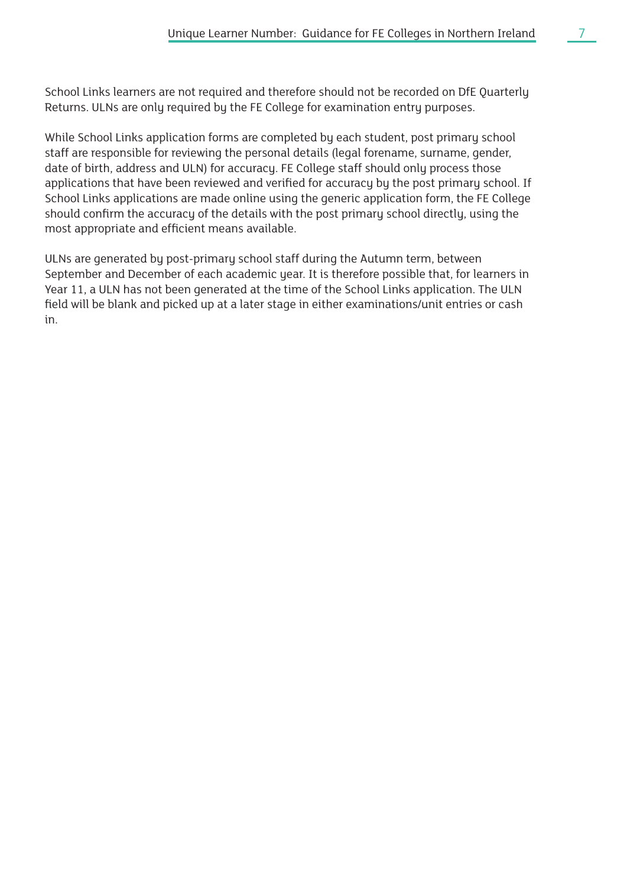School Links learners are not required and therefore should not be recorded on DfE Quarterly Returns. ULNs are only required by the FE College for examination entry purposes.

While School Links application forms are completed by each student, post primary school staff are responsible for reviewing the personal details (legal forename, surname, gender, date of birth, address and ULN) for accuracy. FE College staff should only process those applications that have been reviewed and verified for accuracy by the post primary school. If School Links applications are made online using the generic application form, the FE College should confirm the accuracy of the details with the post primary school directly, using the most appropriate and efficient means available.

ULNs are generated by post-primary school staff during the Autumn term, between September and December of each academic year. It is therefore possible that, for learners in Year 11, a ULN has not been generated at the time of the School Links application. The ULN field will be blank and picked up at a later stage in either examinations/unit entries or cash in.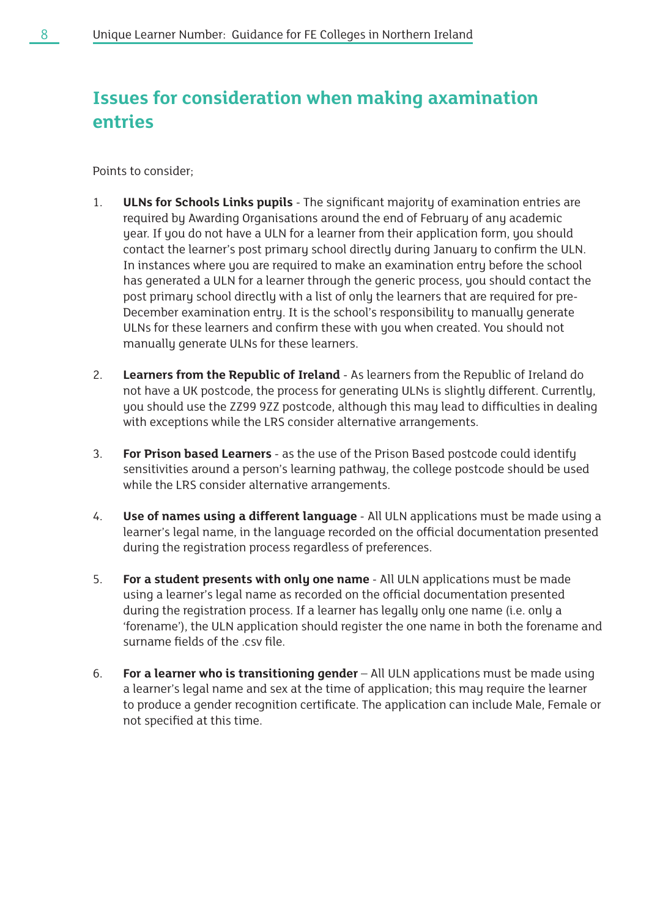## Issues for consideration when making axamination entries

Points to consider;

1. **ULNs for Schools Links pupils** - The significant majority of examination entries are required by Awarding Organisations around the end of February of any academic year. If you do not have a ULN for a learner from their application form, you should contact the learner's post primary school directly during January to confirm the ULN. In instances where you are required to make an examination entry before the school has generated a ULN for a learner through the generic process, you should contact the post primary school directly with a list of only the learners that are required for pre-December examination entry. It is the school's responsibility to manually generate ULNs for these learners and confirm these with you when created. You should not manually generate ULNs for these learners.

2. **Learners from the Republic of Ireland** - As learners from the Republic of Ireland do not have a UK postcode, the process for generating ULNs is slightly different. Currently, you should use the ZZ99 9ZZ postcode, although this may lead to difficulties in dealing with exceptions while the LRS consider alternative arrangements.

3. **For Prison based Learners** - as the use of the Prison Based postcode could identify sensitivities around a person's learning pathway, the college postcode should be used while the LRS consider alternative arrangements.

4. **Use of names using a different language** - All ULN applications must be made using a learner's legal name, in the language recorded on the official documentation presented during the registration process regardless of preferences.

5. **For a student presents with only one name** - All ULN applications must be made using a learner's legal name as recorded on the official documentation presented during the registration process. If a learner has legally only one name (i.e. only a 'forename'), the ULN application should register the one name in both the forename and surname fields of the .csv file.

6. **For a learner who is transitioning gender** – All ULN applications must be made using a learner's legal name and sex at the time of application; this may require the learner to produce a gender recognition certificate. The application can include Male, Female or not specified at this time.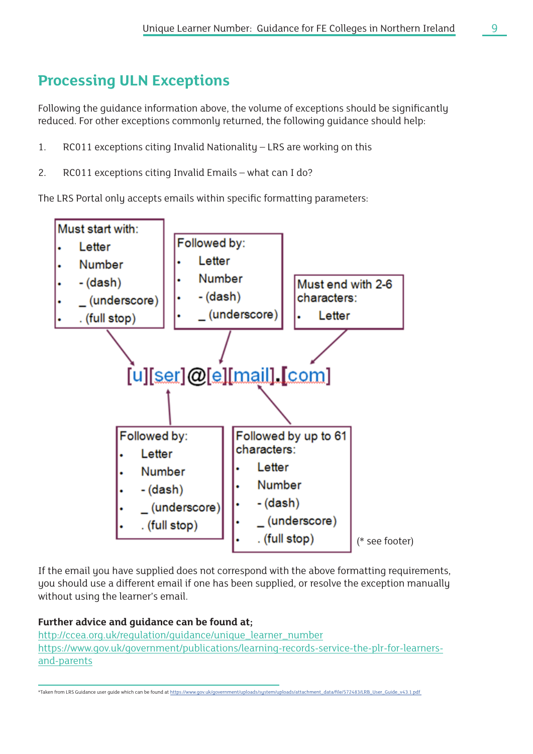## Processing ULN Exceptions

Following the guidance information above, the volume of exceptions should be significantly reduced. For other exceptions commonly returned, the following guidance should help:

1. RC011 exceptions citing Invalid Nationality – LRS are working on this

2. RC011 exceptions citing Invalid Emails – what can I do?

The LRS Portal only accepts emails within specific formatting parameters:

Must start with:
- Letter
- Number
- - (dash)
- _ (underscore)
- . (full stop)

Followed by:
- Letter
- Number
- - (dash)
- _ (underscore)

Must end with 2-6 characters:
- Letter

[u][ser]@[e][mail].[com]

Followed by:
- Letter
- Number
- - (dash)
- _ (underscore)
- . (full stop)

Followed by up to 61 characters:
- Letter
- Number
- - (dash)
- _ (underscore)
- . (full stop)

(* see footer)

If the email you have supplied does not correspond with the above formatting requirements, you should use a different email if one has been supplied, or resolve the exception manually without using the learner's email.

**Further advice and guidance can be found at;**
http://ccea.org.uk/regulation/guidance/unique_learner_number
https://www.gov.uk/government/publications/learning-records-service-the-plr-for-learners-and-parents

*Taken from LRS Guidance user guide which can be found at https://www.gov.uk/government/uploads/system/uploads/attachment_data/file/572483/LRB_User_Guide_v43.1.pdf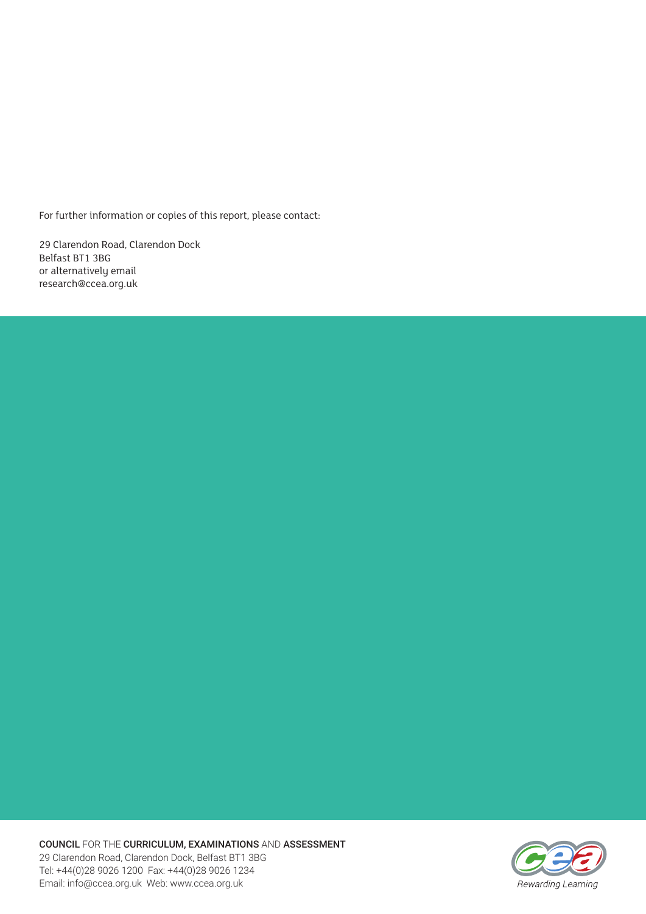For further information or copies of this report, please contact:

29 Clarendon Road, Clarendon Dock
Belfast BT1 3BG
or alternatively email
research@ccea.org.uk

**COUNCIL** FOR THE **CURRICULUM, EXAMINATIONS** AND **ASSESSMENT**
29 Clarendon Road, Clarendon Dock, Belfast BT1 3BG
Tel: +44(0)28 9026 1200 Fax: +44(0)28 9026 1234
Email: info@ccea.org.uk Web: www.ccea.org.uk

*Rewarding Learning*